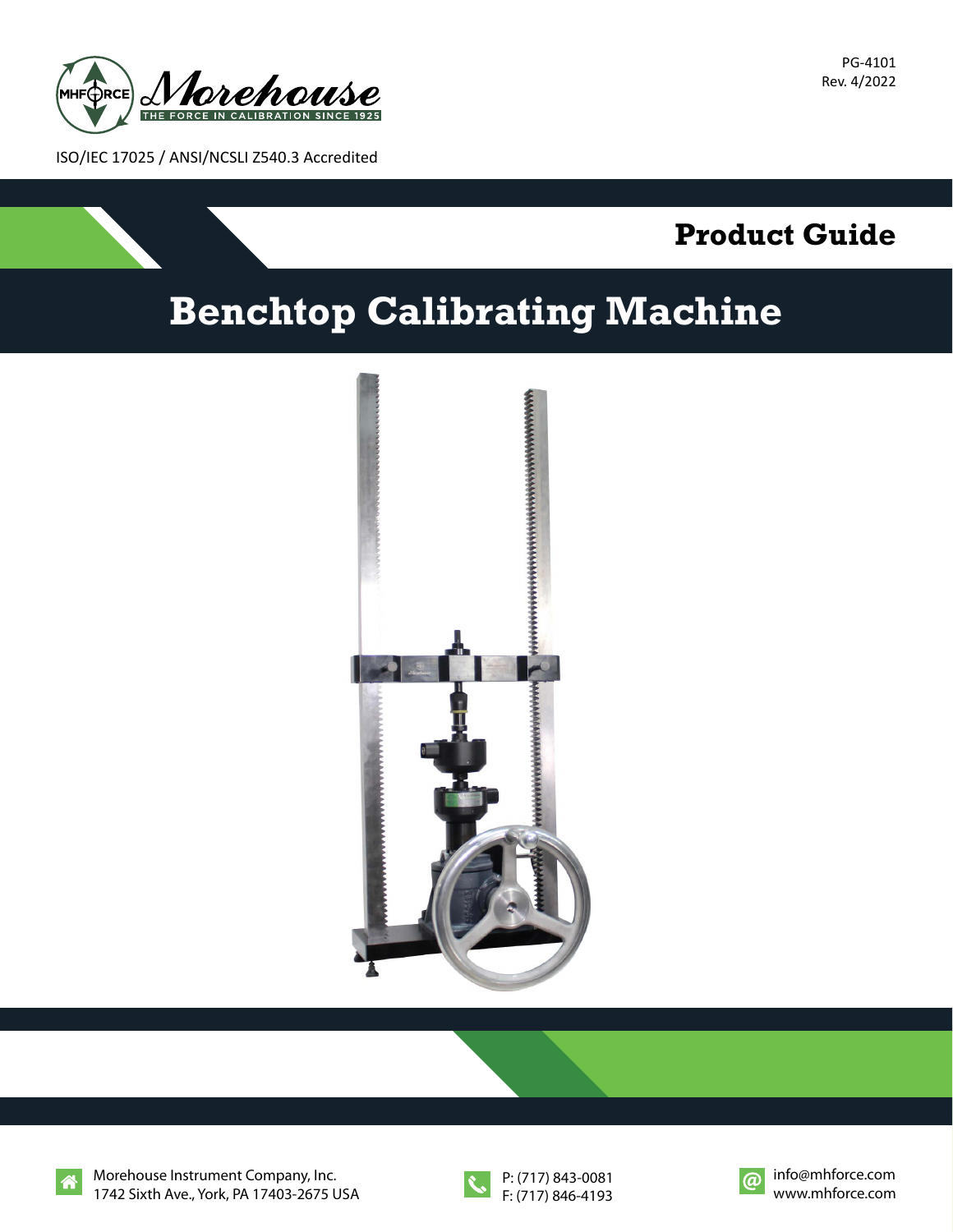PG-4101
Rev. 4/2022

Morehouse
THE FORCE IN CALIBRATION SINCE 1925

ISO/IEC 17025 / ANSI/NCSLI Z540.3 Accredited

## Product Guide

# Benchtop Calibrating Machine

Morehouse Instrument Company, Inc.
1742 Sixth Ave., York, PA 17403-2675 USA

P: (717) 843-0081
F: (717) 846-4193

info@mhforce.com
www.mhforce.com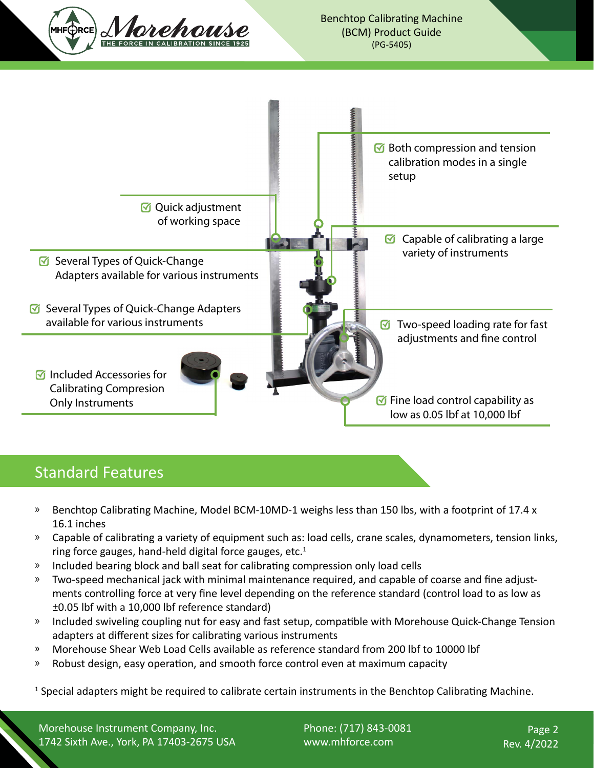- Both compression and tension calibration modes in a single setup
- Quick adjustment of working space
- Capable of calibrating a large variety of instruments
- Several Types of Quick-Change Adapters available for various instruments
- Several Types of Quick-Change Adapters available for various instruments
- Two-speed loading rate for fast adjustments and fine control
- Included Accessories for Calibrating Compresion Only Instruments
- Fine load control capability as low as 0.05 lbf at 10,000 lbf

## Standard Features

- Benchtop Calibrating Machine, Model BCM-10MD-1 weighs less than 150 lbs, with a footprint of 17.4 x 16.1 inches
- Capable of calibrating a variety of equipment such as: load cells, crane scales, dynamometers, tension links, ring force gauges, hand-held digital force gauges, etc.[1]
- Included bearing block and ball seat for calibrating compression only load cells
- Two-speed mechanical jack with minimal maintenance required, and capable of coarse and fine adjustments controlling force at very fine level depending on the reference standard (control load to as low as ±0.05 lbf with a 10,000 lbf reference standard)
- Included swiveling coupling nut for easy and fast setup, compatible with Morehouse Quick-Change Tension adapters at different sizes for calibrating various instruments
- Morehouse Shear Web Load Cells available as reference standard from 200 lbf to 10000 lbf
- Robust design, easy operation, and smooth force control even at maximum capacity

[1] Special adapters might be required to calibrate certain instruments in the Benchtop Calibrating Machine.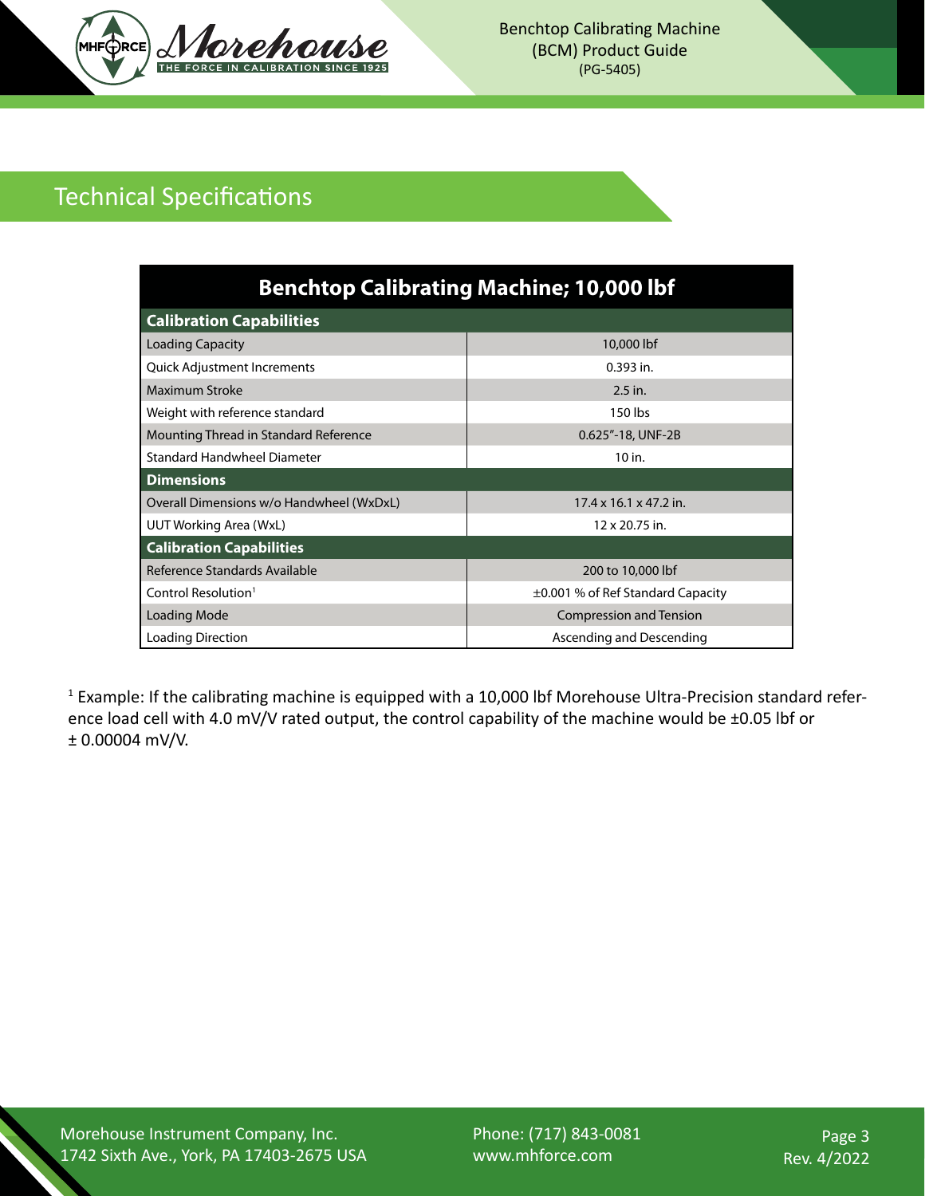## Technical Specifications

| Benchtop Calibrating Machine; 10,000 lbf | |
|---|---|
| **Calibration Capabilities** | |
| Loading Capacity | 10,000 lbf |
| Quick Adjustment Increments | 0.393 in. |
| Maximum Stroke | 2.5 in. |
| Weight with reference standard | 150 lbs |
| Mounting Thread in Standard Reference | 0.625”-18, UNF-2B |
| Standard Handwheel Diameter | 10 in. |
| **Dimensions** | |
| Overall Dimensions w/o Handwheel (WxDxL) | 17.4 x 16.1 x 47.2 in. |
| UUT Working Area (WxL) | 12 x 20.75 in. |
| **Calibration Capabilities** | |
| Reference Standards Available | 200 to 10,000 lbf |
| Control Resolution[1] | ±0.001 % of Ref Standard Capacity |
| Loading Mode | Compression and Tension |
| Loading Direction | Ascending and Descending |

[1] Example: If the calibrating machine is equipped with a 10,000 lbf Morehouse Ultra-Precision standard reference load cell with 4.0 mV/V rated output, the control capability of the machine would be ±0.05 lbf or ± 0.00004 mV/V.